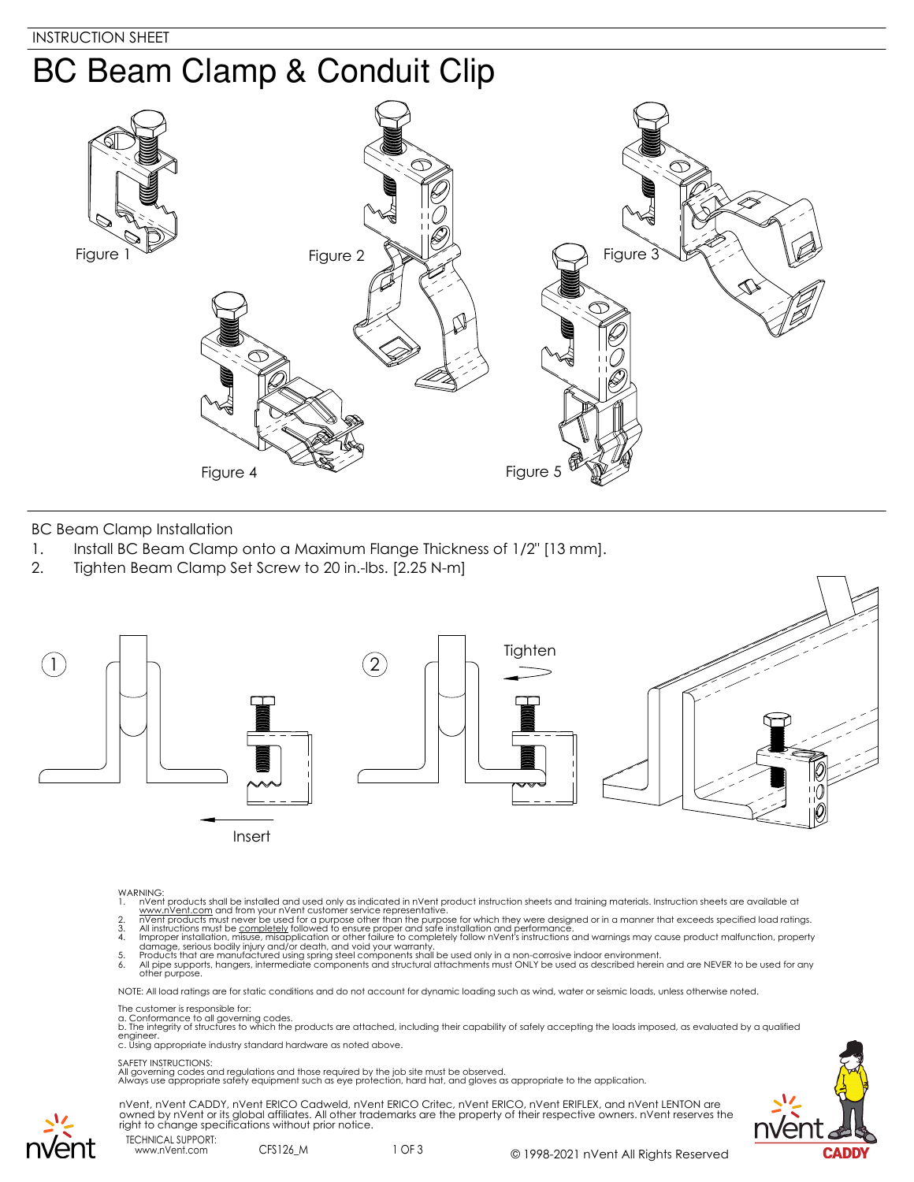INSTRUCTION SHEET

# BC Beam Clamp & Conduit Clip

Figure 1

Figure 2

Figure 3

Figure 4

Figure 5

## BC Beam Clamp Installation

1. Install BC Beam Clamp onto a Maximum Flange Thickness of 1/2" [13 mm].
2. Tighten Beam Clamp Set Screw to 20 in.-lbs. [2.25 N-m]

1 Insert

2 Tighten

WARNING:
1. nVent products shall be installed and used only as indicated in nVent product instruction sheets and training materials. Instruction sheets are available at www.nVent.com and from your nVent customer service representative.
2. nVent products must never be used for a purpose other than the purpose for which they were designed or in a manner that exceeds specified load ratings.
3. All instructions must be completely followed to ensure proper and safe installation and performance.
4. Improper installation, misuse, misapplication or other failure to completely follow nVent's instructions and warnings may cause product malfunction, property damage, serious bodily injury and/or death, and void your warranty.
5. Products that are manufactured using spring steel components shall be used only in a non-corrosive indoor environment.
6. All pipe supports, hangers, intermediate components and structural attachments must ONLY be used as described herein and are NEVER to be used for any other purpose.

NOTE: All load ratings are for static conditions and do not account for dynamic loading such as wind, water or seismic loads, unless otherwise noted.

The customer is responsible for:
a. Conformance to all governing codes.
b. The integrity of structures to which the products are attached, including their capability of safely accepting the loads imposed, as evaluated by a qualified engineer.
c. Using appropriate industry standard hardware as noted above.

SAFETY INSTRUCTIONS:
All governing codes and regulations and those required by the job site must be observed.
Always use appropriate safety equipment such as eye protection, hard hat, and gloves as appropriate to the application.

nVent, nVent CADDY, nVent ERICO Cadweld, nVent ERICO Critec, nVent ERICO, nVent ERIFLEX, and nVent LENTON are owned by nVent or its global affiliates. All other trademarks are the property of their respective owners. nVent reserves the right to change specifications without prior notice.

TECHNICAL SUPPORT:
www.nVent.com

CFS126_M

© 1998-2021 nVent All Rights Reserved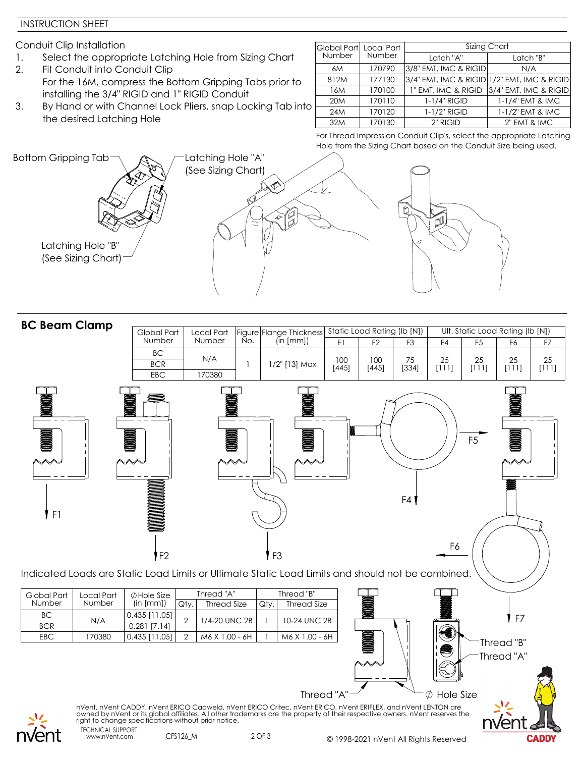INSTRUCTION SHEET

## Conduit Clip Installation

1. Select the appropriate Latching Hole from Sizing Chart
2. Fit Conduit into Conduit Clip
   For the 16M, compress the Bottom Gripping Tabs prior to installing the 3/4" RIGID and 1" RIGID Conduit
3. By Hand or with Channel Lock Pliers, snap Locking Tab into the desired Latching Hole

| Global Part Number | Local Part Number | Sizing Chart | |
|---|---|---|---|
| | | Latch "A" | Latch "B" |
| 6M | 170790 | 3/8" EMT, IMC & RIGID | N/A |
| 812M | 177130 | 3/4" EMT, IMC & RIGID | 1/2" EMT, IMC & RIGID |
| 16M | 170100 | 1" EMT, IMC & RIGID | 3/4" EMT, IMC & RIGID |
| 20M | 170110 | 1-1/4" RIGID | 1-1/4" EMT & IMC |
| 24M | 170120 | 1-1/2" RIGID | 1-1/2" EMT & IMC |
| 32M | 170130 | 2" RIGID | 2" EMT & IMC |

For Thread Impression Conduit Clip's, select the appropriate Latching Hole from the Sizing Chart based on the Conduit Size being used.

Bottom Gripping Tab

Latching Hole "A" (See Sizing Chart)

Latching Hole "B" (See Sizing Chart)

## BC Beam Clamp

| Global Part Number | Local Part Number | Figure No. | Flange Thickness (in [mm]) | Static Load Rating (lb [N]) | | | Ult. Static Load Rating (lb [N]) | | | |
|---|---|---|---|---|---|---|---|---|---|---|
| | | | | F1 | F2 | F3 | F4 | F5 | F6 | F7 |
| BC | N/A | 1 | 1/2" [13] Max | 100 [445] | 100 [445] | 75 [334] | 25 [111] | 25 [111] | 25 [111] | 25 [111] |
| BCR | | | | | | | | | | |
| EBC | 170380 | | | | | | | | | |

F1 F2 F3 F4 F5 F6 F7

Indicated Loads are Static Load Limits or Ultimate Static Load Limits and should not be combined.

| Global Part Number | Local Part Number | ∅Hole Size (in [mm]) | Thread "A" | | Thread "B" | |
|---|---|---|---|---|---|---|
| | | | Qty. | Thread Size | Qty. | Thread Size |
| BC | N/A | 0.435 [11.05] | 2 | 1/4-20 UNC 2B | 1 | 10-24 UNC 2B |
| BCR | | 0.281 [7.14] | | | | |
| EBC | 170380 | 0.435 [11.05] | 2 | M6 X 1.00 - 6H | 1 | M6 X 1.00 - 6H |

Thread "B"

Thread "A"

Thread "A"

∅ Hole Size

nVent, nVent CADDY, nVent ERICO Cadweld, nVent ERICO Critec, nVent ERICO, nVent ERIFLEX, and nVent LENTON are owned by nVent or its global affiliates. All other trademarks are the property of their respective owners. nVent reserves the right to change specifications without prior notice.

TECHNICAL SUPPORT:
www.nVent.com

CFS126_M

© 1998-2021 nVent All Rights Reserved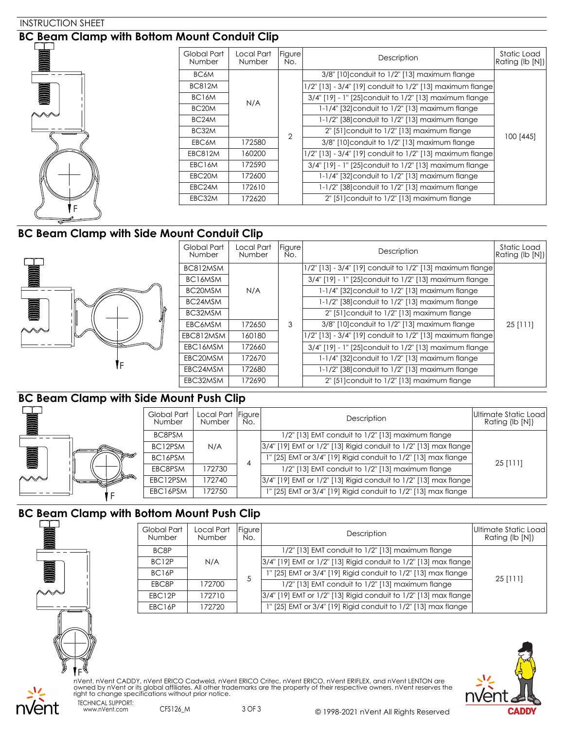INSTRUCTION SHEET

## BC Beam Clamp with Bottom Mount Conduit Clip

| Global Part Number | Local Part Number | Figure No. | Description | Static Load Rating (lb [N]) |
|---|---|---|---|---|
| BC6M | N/A | 2 | 3/8" [10]conduit to 1/2" [13] maximum flange | 100 [445] |
| BC812M | | | 1/2" [13] - 3/4" [19] conduit to 1/2" [13] maximum flange | |
| BC16M | | | 3/4" [19] - 1" [25]conduit to 1/2" [13] maximum flange | |
| BC20M | | | 1-1/4" [32]conduit to 1/2" [13] maximum flange | |
| BC24M | | | 1-1/2" [38]conduit to 1/2" [13] maximum flange | |
| BC32M | | | 2" [51]conduit to 1/2" [13] maximum flange | |
| EBC6M | 172580 | | 3/8" [10]conduit to 1/2" [13] maximum flange | |
| EBC812M | 160200 | | 1/2" [13] - 3/4" [19] conduit to 1/2" [13] maximum flange | |
| EBC16M | 172590 | | 3/4" [19] - 1" [25]conduit to 1/2" [13] maximum flange | |
| EBC20M | 172600 | | 1-1/4" [32]conduit to 1/2" [13] maximum flange | |
| EBC24M | 172610 | | 1-1/2" [38]conduit to 1/2" [13] maximum flange | |
| EBC32M | 172620 | | 2" [51]conduit to 1/2" [13] maximum flange | |

F

## BC Beam Clamp with Side Mount Conduit Clip

| Global Part Number | Local Part Number | Figure No. | Description | Static Load Rating (lb [N]) |
|---|---|---|---|---|
| BC812MSM | N/A | 3 | 1/2" [13] - 3/4" [19] conduit to 1/2" [13] maximum flange | 25 [111] |
| BC16MSM | | | 3/4" [19] - 1" [25]conduit to 1/2" [13] maximum flange | |
| BC20MSM | | | 1-1/4" [32]conduit to 1/2" [13] maximum flange | |
| BC24MSM | | | 1-1/2" [38]conduit to 1/2" [13] maximum flange | |
| BC32MSM | | | 2" [51]conduit to 1/2" [13] maximum flange | |
| EBC6MSM | 172650 | | 3/8" [10]conduit to 1/2" [13] maximum flange | |
| EBC812MSM | 160180 | | 1/2" [13] - 3/4" [19] conduit to 1/2" [13] maximum flange | |
| EBC16MSM | 172660 | | 3/4" [19] - 1" [25]conduit to 1/2" [13] maximum flange | |
| EBC20MSM | 172670 | | 1-1/4" [32]conduit to 1/2" [13] maximum flange | |
| EBC24MSM | 172680 | | 1-1/2" [38]conduit to 1/2" [13] maximum flange | |
| EBC32MSM | 172690 | | 2" [51]conduit to 1/2" [13] maximum flange | |

F

## BC Beam Clamp with Side Mount Push Clip

| Global Part Number | Local Part Number | Figure No. | Description | Ultimate Static Load Rating (lb [N]) |
|---|---|---|---|---|
| BC8PSM | N/A | 4 | 1/2" [13] EMT conduit to 1/2" [13] maximum flange | 25 [111] |
| BC12PSM | | | 3/4" [19] EMT or 1/2" [13] Rigid conduit to 1/2" [13] max flange | |
| BC16PSM | | | 1" [25] EMT or 3/4" [19] Rigid conduit to 1/2" [13] max flange | |
| EBC8PSM | 172730 | | 1/2" [13] EMT conduit to 1/2" [13] maximum flange | |
| EBC12PSM | 172740 | | 3/4" [19] EMT or 1/2" [13] Rigid conduit to 1/2" [13] max flange | |
| EBC16PSM | 172750 | | 1" [25] EMT or 3/4" [19] Rigid conduit to 1/2" [13] max flange | |

F

## BC Beam Clamp with Bottom Mount Push Clip

| Global Part Number | Local Part Number | Figure No. | Description | Ultimate Static Load Rating (lb [N]) |
|---|---|---|---|---|
| BC8P | N/A | 5 | 1/2" [13] EMT conduit to 1/2" [13] maximum flange | 25 [111] |
| BC12P | | | 3/4" [19] EMT or 1/2" [13] Rigid conduit to 1/2" [13] max flange | |
| BC16P | | | 1" [25] EMT or 3/4" [19] Rigid conduit to 1/2" [13] max flange | |
| EBC8P | 172700 | | 1/2" [13] EMT conduit to 1/2" [13] maximum flange | |
| EBC12P | 172710 | | 3/4" [19] EMT or 1/2" [13] Rigid conduit to 1/2" [13] max flange | |
| EBC16P | 172720 | | 1" [25] EMT or 3/4" [19] Rigid conduit to 1/2" [13] max flange | |

F

nVent, nVent CADDY, nVent ERICO Cadweld, nVent ERICO Critec, nVent ERICO, nVent ERIFLEX, and nVent LENTON are owned by nVent or its global affiliates. All other trademarks are the property of their respective owners. nVent reserves the right to change specifications without prior notice.

TECHNICAL SUPPORT:
www.nVent.com

CFS126_M

© 1998-2021 nVent All Rights Reserved